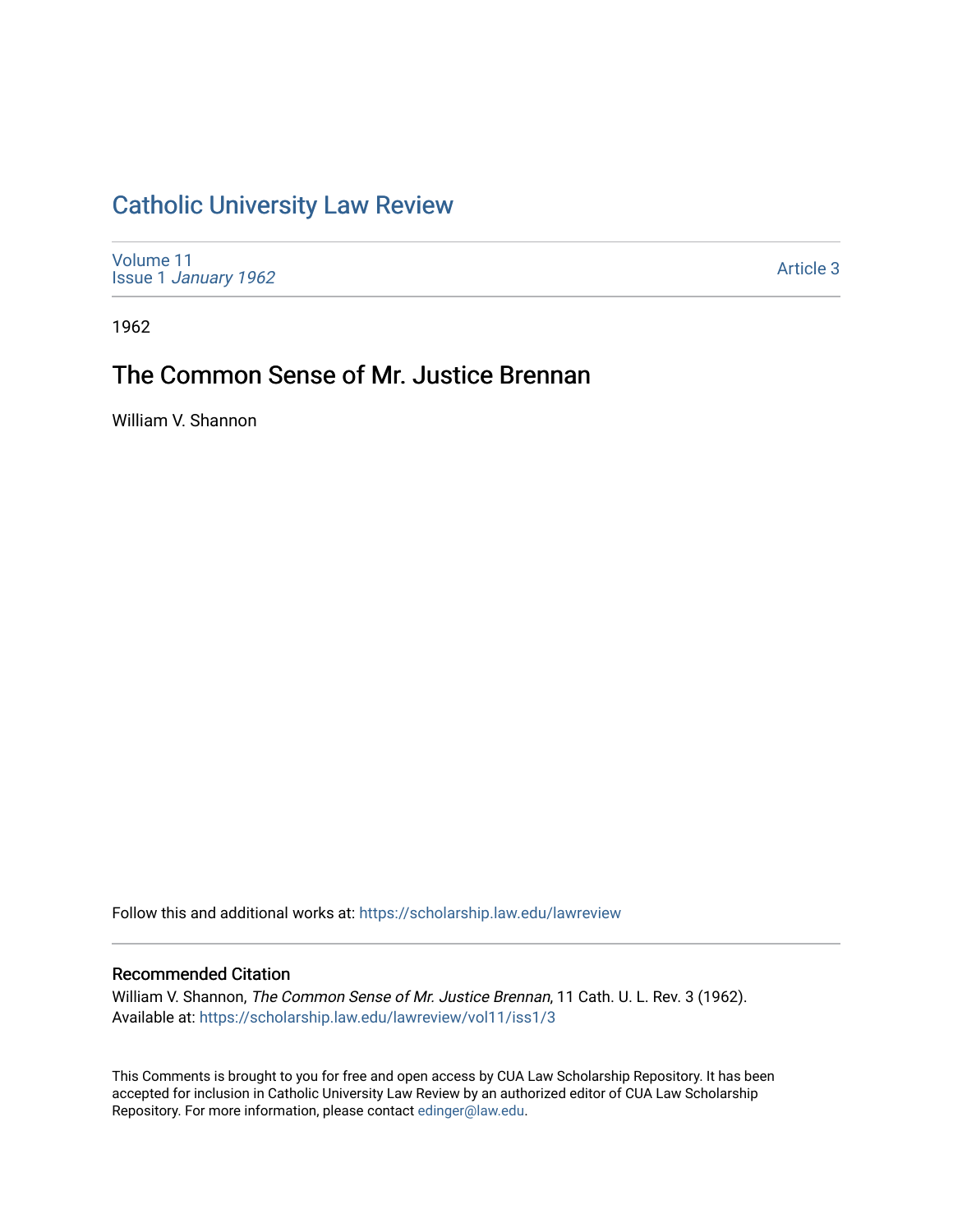# Catholic University Law Review

Volume 11
Issue 1 *January 1962*

Article 3

1962

## The Common Sense of Mr. Justice Brennan

William V. Shannon

Follow this and additional works at: https://scholarship.law.edu/lawreview

### Recommended Citation

William V. Shannon, *The Common Sense of Mr. Justice Brennan*, 11 Cath. U. L. Rev. 3 (1962).
Available at: https://scholarship.law.edu/lawreview/vol11/iss1/3

This Comments is brought to you for free and open access by CUA Law Scholarship Repository. It has been accepted for inclusion in Catholic University Law Review by an authorized editor of CUA Law Scholarship Repository. For more information, please contact edinger@law.edu.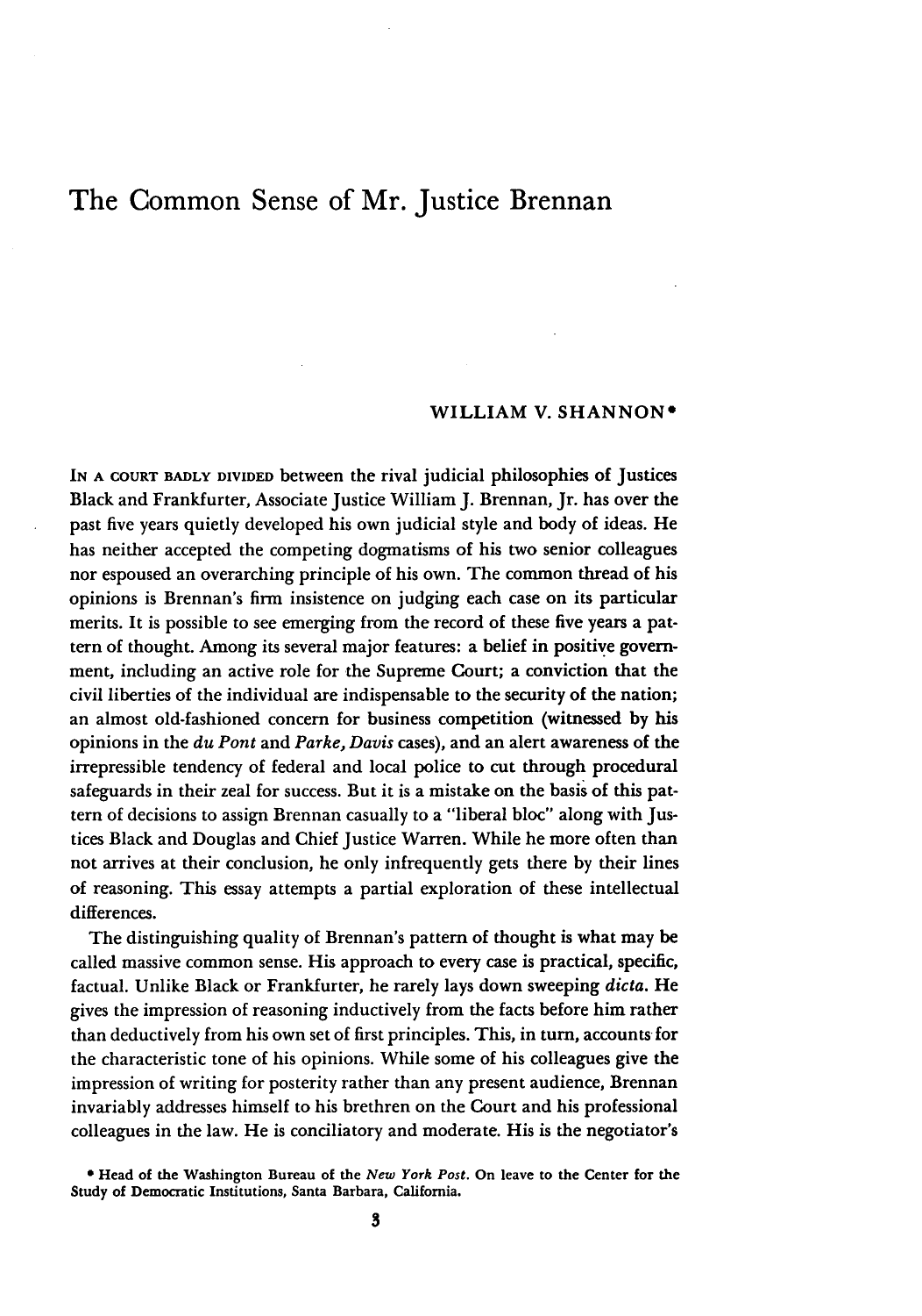# The Common Sense of Mr. Justice Brennan

WILLIAM V. SHANNON*

IN A COURT BADLY DIVIDED between the rival judicial philosophies of Justices Black and Frankfurter, Associate Justice William J. Brennan, Jr. has over the past five years quietly developed his own judicial style and body of ideas. He has neither accepted the competing dogmatisms of his two senior colleagues nor espoused an overarching principle of his own. The common thread of his opinions is Brennan's firm insistence on judging each case on its particular merits. It is possible to see emerging from the record of these five years a pattern of thought. Among its several major features: a belief in positive government, including an active role for the Supreme Court; a conviction that the civil liberties of the individual are indispensable to the security of the nation; an almost old-fashioned concern for business competition (witnessed by his opinions in the *du Pont* and *Parke, Davis* cases), and an alert awareness of the irrepressible tendency of federal and local police to cut through procedural safeguards in their zeal for success. But it is a mistake on the basis of this pattern of decisions to assign Brennan casually to a "liberal bloc" along with Justices Black and Douglas and Chief Justice Warren. While he more often than not arrives at their conclusion, he only infrequently gets there by their lines of reasoning. This essay attempts a partial exploration of these intellectual differences.

The distinguishing quality of Brennan's pattern of thought is what may be called massive common sense. His approach to every case is practical, specific, factual. Unlike Black or Frankfurter, he rarely lays down sweeping *dicta*. He gives the impression of reasoning inductively from the facts before him rather than deductively from his own set of first principles. This, in turn, accounts for the characteristic tone of his opinions. While some of his colleagues give the impression of writing for posterity rather than any present audience, Brennan invariably addresses himself to his brethren on the Court and his professional colleagues in the law. He is conciliatory and moderate. His is the negotiator's

* Head of the Washington Bureau of the *New York Post*. On leave to the Center for the Study of Democratic Institutions, Santa Barbara, California.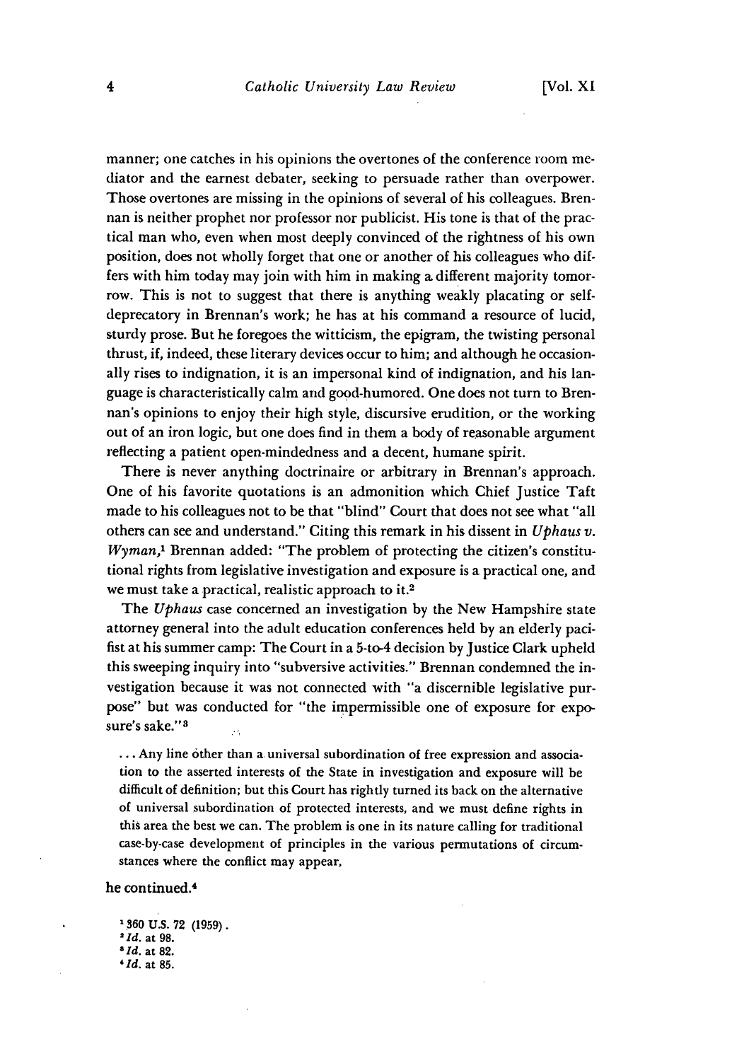manner; one catches in his opinions the overtones of the conference room mediator and the earnest debater, seeking to persuade rather than overpower. Those overtones are missing in the opinions of several of his colleagues. Brennan is neither prophet nor professor nor publicist. His tone is that of the practical man who, even when most deeply convinced of the rightness of his own position, does not wholly forget that one or another of his colleagues who differs with him today may join with him in making a different majority tomorrow. This is not to suggest that there is anything weakly placating or self-deprecatory in Brennan's work; he has at his command a resource of lucid, sturdy prose. But he foregoes the witticism, the epigram, the twisting personal thrust, if, indeed, these literary devices occur to him; and although he occasionally rises to indignation, it is an impersonal kind of indignation, and his language is characteristically calm and good-humored. One does not turn to Brennan's opinions to enjoy their high style, discursive erudition, or the working out of an iron logic, but one does find in them a body of reasonable argument reflecting a patient open-mindedness and a decent, humane spirit.

There is never anything doctrinaire or arbitrary in Brennan's approach. One of his favorite quotations is an admonition which Chief Justice Taft made to his colleagues not to be that "blind" Court that does not see what "all others can see and understand." Citing this remark in his dissent in *Uphaus v. Wyman*,[1] Brennan added: "The problem of protecting the citizen's constitutional rights from legislative investigation and exposure is a practical one, and we must take a practical, realistic approach to it.[2]

The *Uphaus* case concerned an investigation by the New Hampshire state attorney general into the adult education conferences held by an elderly pacifist at his summer camp: The Court in a 5-to-4 decision by Justice Clark upheld this sweeping inquiry into "subversive activities." Brennan condemned the investigation because it was not connected with "a discernible legislative purpose" but was conducted for "the impermissible one of exposure for exposure's sake."[3]

> ... Any line other than a universal subordination of free expression and association to the asserted interests of the State in investigation and exposure will be difficult of definition; but this Court has rightly turned its back on the alternative of universal subordination of protected interests, and we must define rights in this area the best we can. The problem is one in its nature calling for traditional case-by-case development of principles in the various permutations of circumstances where the conflict may appear,

he continued.[4]

---

[1] 360 U.S. 72 (1959).
[2] *Id.* at 98.
[3] *Id.* at 82.
[4] *Id.* at 85.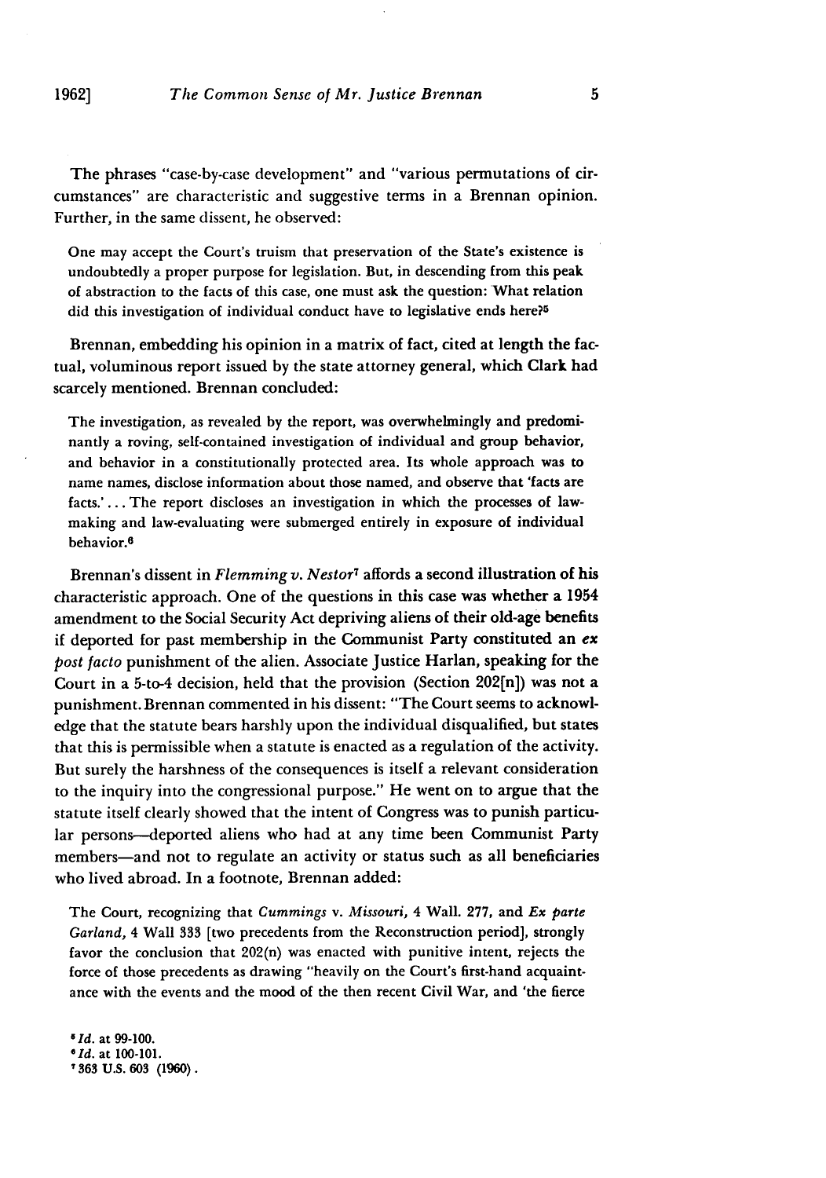The phrases "case-by-case development" and "various permutations of circumstances" are characteristic and suggestive terms in a Brennan opinion. Further, in the same dissent, he observed:

> One may accept the Court's truism that preservation of the State's existence is undoubtedly a proper purpose for legislation. But, in descending from this peak of abstraction to the facts of this case, one must ask the question: What relation did this investigation of individual conduct have to legislative ends here?[5]

Brennan, embedding his opinion in a matrix of fact, cited at length the factual, voluminous report issued by the state attorney general, which Clark had scarcely mentioned. Brennan concluded:

> The investigation, as revealed by the report, was overwhelmingly and predominantly a roving, self-contained investigation of individual and group behavior, and behavior in a constitutionally protected area. Its whole approach was to name names, disclose information about those named, and observe that 'facts are facts.' ... The report discloses an investigation in which the processes of law-making and law-evaluating were submerged entirely in exposure of individual behavior.[6]

Brennan's dissent in *Flemming v. Nestor*[7] affords a second illustration of his characteristic approach. One of the questions in this case was whether a 1954 amendment to the Social Security Act depriving aliens of their old-age benefits if deported for past membership in the Communist Party constituted an *ex post facto* punishment of the alien. Associate Justice Harlan, speaking for the Court in a 5-to-4 decision, held that the provision (Section 202[n]) was not a punishment. Brennan commented in his dissent: "The Court seems to acknowledge that the statute bears harshly upon the individual disqualified, but states that this is permissible when a statute is enacted as a regulation of the activity. But surely the harshness of the consequences is itself a relevant consideration to the inquiry into the congressional purpose." He went on to argue that the statute itself clearly showed that the intent of Congress was to punish particular persons—deported aliens who had at any time been Communist Party members—and not to regulate an activity or status such as all beneficiaries who lived abroad. In a footnote, Brennan added:

> The Court, recognizing that *Cummings* v. *Missouri*, 4 Wall. 277, and *Ex parte Garland*, 4 Wall 333 [two precedents from the Reconstruction period], strongly favor the conclusion that 202(n) was enacted with punitive intent, rejects the force of those precedents as drawing "heavily on the Court's first-hand acquaintance with the events and the mood of the then recent Civil War, and 'the fierce

[5] *Id.* at 99-100.
[6] *Id.* at 100-101.
[7] 363 U.S. 603 (1960).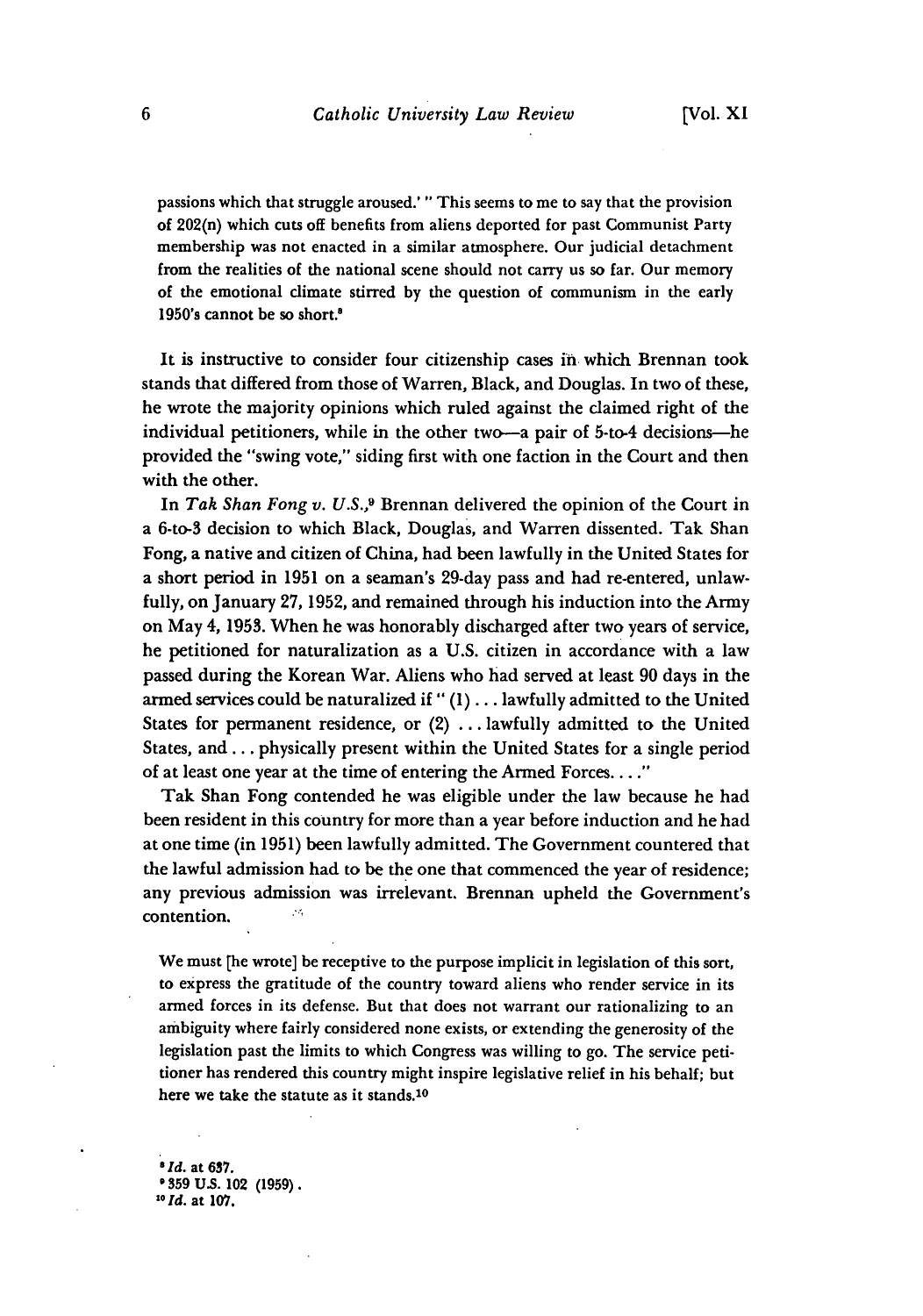passions which that struggle aroused.'" This seems to me to say that the provision of 202(n) which cuts off benefits from aliens deported for past Communist Party membership was not enacted in a similar atmosphere. Our judicial detachment from the realities of the national scene should not carry us so far. Our memory of the emotional climate stirred by the question of communism in the early 1950's cannot be so short.[8]

It is instructive to consider four citizenship cases in which Brennan took stands that differed from those of Warren, Black, and Douglas. In two of these, he wrote the majority opinions which ruled against the claimed right of the individual petitioners, while in the other two—a pair of 5-to-4 decisions—he provided the "swing vote," siding first with one faction in the Court and then with the other.

In *Tak Shan Fong v. U.S.*,[9] Brennan delivered the opinion of the Court in a 6-to-3 decision to which Black, Douglas, and Warren dissented. Tak Shan Fong, a native and citizen of China, had been lawfully in the United States for a short period in 1951 on a seaman's 29-day pass and had re-entered, unlawfully, on January 27, 1952, and remained through his induction into the Army on May 4, 1953. When he was honorably discharged after two years of service, he petitioned for naturalization as a U.S. citizen in accordance with a law passed during the Korean War. Aliens who had served at least 90 days in the armed services could be naturalized if "(1) . . . lawfully admitted to the United States for permanent residence, or (2) . . . lawfully admitted to the United States, and . . . physically present within the United States for a single period of at least one year at the time of entering the Armed Forces. . . ."

Tak Shan Fong contended he was eligible under the law because he had been resident in this country for more than a year before induction and he had at one time (in 1951) been lawfully admitted. The Government countered that the lawful admission had to be the one that commenced the year of residence; any previous admission was irrelevant. Brennan upheld the Government's contention.

> We must [he wrote] be receptive to the purpose implicit in legislation of this sort, to express the gratitude of the country toward aliens who render service in its armed forces in its defense. But that does not warrant our rationalizing to an ambiguity where fairly considered none exists, or extending the generosity of the legislation past the limits to which Congress was willing to go. The service petitioner has rendered this country might inspire legislative relief in his behalf; but here we take the statute as it stands.[10]

[8] *Id.* at 637.
[9] 359 U.S. 102 (1959).
[10] *Id.* at 107.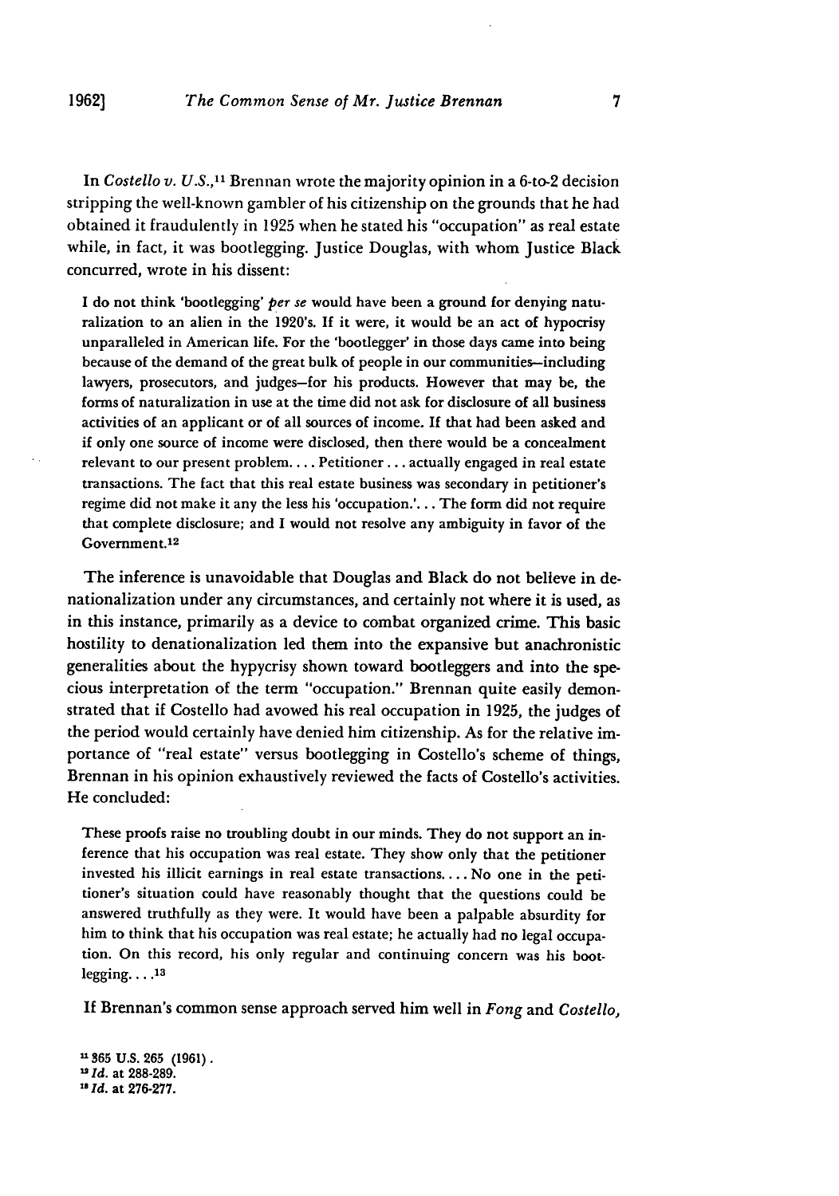In *Costello v. U.S.*,[11] Brennan wrote the majority opinion in a 6-to-2 decision stripping the well-known gambler of his citizenship on the grounds that he had obtained it fraudulently in 1925 when he stated his "occupation" as real estate while, in fact, it was bootlegging. Justice Douglas, with whom Justice Black concurred, wrote in his dissent:

> I do not think 'bootlegging' *per se* would have been a ground for denying naturalization to an alien in the 1920's. If it were, it would be an act of hypocrisy unparalleled in American life. For the 'bootlegger' in those days came into being because of the demand of the great bulk of people in our communities—including lawyers, prosecutors, and judges—for his products. However that may be, the forms of naturalization in use at the time did not ask for disclosure of all business activities of an applicant or of all sources of income. If that had been asked and if only one source of income were disclosed, then there would be a concealment relevant to our present problem.... Petitioner... actually engaged in real estate transactions. The fact that this real estate business was secondary in petitioner's regime did not make it any the less his 'occupation.'... The form did not require that complete disclosure; and I would not resolve any ambiguity in favor of the Government.[12]

The inference is unavoidable that Douglas and Black do not believe in denationalization under any circumstances, and certainly not where it is used, as in this instance, primarily as a device to combat organized crime. This basic hostility to denationalization led them into the expansive but anachronistic generalities about the hypycrisy shown toward bootleggers and into the specious interpretation of the term "occupation." Brennan quite easily demonstrated that if Costello had avowed his real occupation in 1925, the judges of the period would certainly have denied him citizenship. As for the relative importance of "real estate" versus bootlegging in Costello's scheme of things, Brennan in his opinion exhaustively reviewed the facts of Costello's activities. He concluded:

> These proofs raise no troubling doubt in our minds. They do not support an inference that his occupation was real estate. They show only that the petitioner invested his illicit earnings in real estate transactions.... No one in the petitioner's situation could have reasonably thought that the questions could be answered truthfully as they were. It would have been a palpable absurdity for him to think that his occupation was real estate; he actually had no legal occupation. On this record, his only regular and continuing concern was his bootlegging....[13]

If Brennan's common sense approach served him well in *Fong* and *Costello*,

[11] 365 U.S. 265 (1961).
[12] *Id.* at 288-289.
[13] *Id.* at 276-277.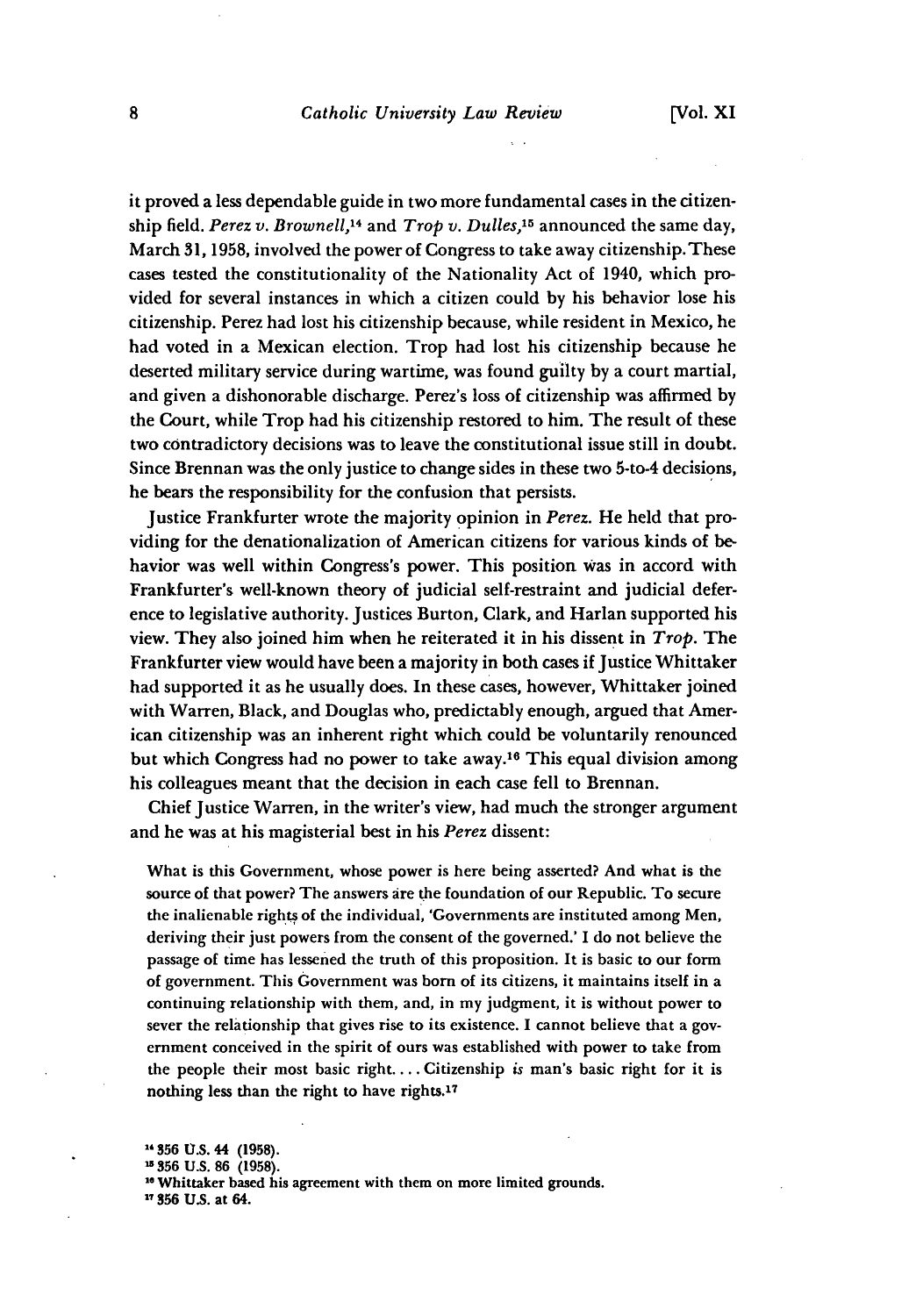it proved a less dependable guide in two more fundamental cases in the citizenship field. *Perez v. Brownell*,[14] and *Trop v. Dulles*,[15] announced the same day, March 31, 1958, involved the power of Congress to take away citizenship. These cases tested the constitutionality of the Nationality Act of 1940, which provided for several instances in which a citizen could by his behavior lose his citizenship. Perez had lost his citizenship because, while resident in Mexico, he had voted in a Mexican election. Trop had lost his citizenship because he deserted military service during wartime, was found guilty by a court martial, and given a dishonorable discharge. Perez's loss of citizenship was affirmed by the Court, while Trop had his citizenship restored to him. The result of these two contradictory decisions was to leave the constitutional issue still in doubt. Since Brennan was the only justice to change sides in these two 5-to-4 decisions, he bears the responsibility for the confusion that persists.

Justice Frankfurter wrote the majority opinion in *Perez*. He held that providing for the denationalization of American citizens for various kinds of behavior was well within Congress's power. This position was in accord with Frankfurter's well-known theory of judicial self-restraint and judicial deference to legislative authority. Justices Burton, Clark, and Harlan supported his view. They also joined him when he reiterated it in his dissent in *Trop*. The Frankfurter view would have been a majority in both cases if Justice Whittaker had supported it as he usually does. In these cases, however, Whittaker joined with Warren, Black, and Douglas who, predictably enough, argued that American citizenship was an inherent right which could be voluntarily renounced but which Congress had no power to take away.[16] This equal division among his colleagues meant that the decision in each case fell to Brennan.

Chief Justice Warren, in the writer's view, had much the stronger argument and he was at his magisterial best in his *Perez* dissent:

> What is this Government, whose power is here being asserted? And what is the source of that power? The answers are the foundation of our Republic. To secure the inalienable rights of the individual, 'Governments are instituted among Men, deriving their just powers from the consent of the governed.' I do not believe the passage of time has lessened the truth of this proposition. It is basic to our form of government. This Government was born of its citizens, it maintains itself in a continuing relationship with them, and, in my judgment, it is without power to sever the relationship that gives rise to its existence. I cannot believe that a government conceived in the spirit of ours was established with power to take from the people their most basic right.... Citizenship *is* man's basic right for it is nothing less than the right to have rights.[17]

---

[14] 356 U.S. 44 (1958).

[15] 356 U.S. 86 (1958).

[16] Whittaker based his agreement with them on more limited grounds.

[17] 356 U.S. at 64.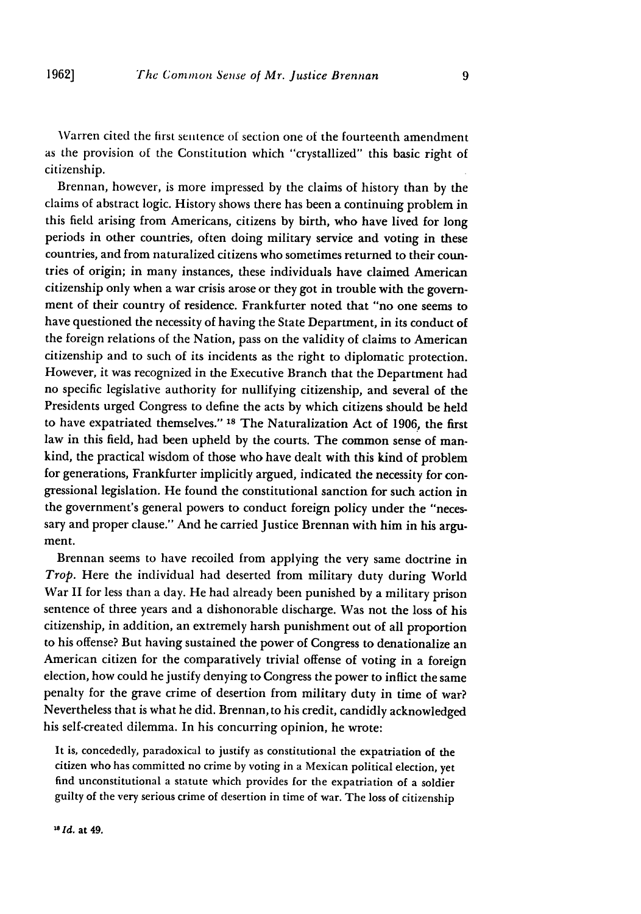Warren cited the first sentence of section one of the fourteenth amendment as the provision of the Constitution which "crystallized" this basic right of citizenship.

Brennan, however, is more impressed by the claims of history than by the claims of abstract logic. History shows there has been a continuing problem in this field arising from Americans, citizens by birth, who have lived for long periods in other countries, often doing military service and voting in these countries, and from naturalized citizens who sometimes returned to their countries of origin; in many instances, these individuals have claimed American citizenship only when a war crisis arose or they got in trouble with the government of their country of residence. Frankfurter noted that "no one seems to have questioned the necessity of having the State Department, in its conduct of the foreign relations of the Nation, pass on the validity of claims to American citizenship and to such of its incidents as the right to diplomatic protection. However, it was recognized in the Executive Branch that the Department had no specific legislative authority for nullifying citizenship, and several of the Presidents urged Congress to define the acts by which citizens should be held to have expatriated themselves." [18] The Naturalization Act of 1906, the first law in this field, had been upheld by the courts. The common sense of mankind, the practical wisdom of those who have dealt with this kind of problem for generations, Frankfurter implicitly argued, indicated the necessity for congressional legislation. He found the constitutional sanction for such action in the government's general powers to conduct foreign policy under the "necessary and proper clause." And he carried Justice Brennan with him in his argument.

Brennan seems to have recoiled from applying the very same doctrine in *Trop*. Here the individual had deserted from military duty during World War II for less than a day. He had already been punished by a military prison sentence of three years and a dishonorable discharge. Was not the loss of his citizenship, in addition, an extremely harsh punishment out of all proportion to his offense? But having sustained the power of Congress to denationalize an American citizen for the comparatively trivial offense of voting in a foreign election, how could he justify denying to Congress the power to inflict the same penalty for the grave crime of desertion from military duty in time of war? Nevertheless that is what he did. Brennan, to his credit, candidly acknowledged his self-created dilemma. In his concurring opinion, he wrote:

> It is, concededly, paradoxical to justify as constitutional the expatriation of the citizen who has committed no crime by voting in a Mexican political election, yet find unconstitutional a statute which provides for the expatriation of a soldier guilty of the very serious crime of desertion in time of war. The loss of citizenship

[18] *Id.* at 49.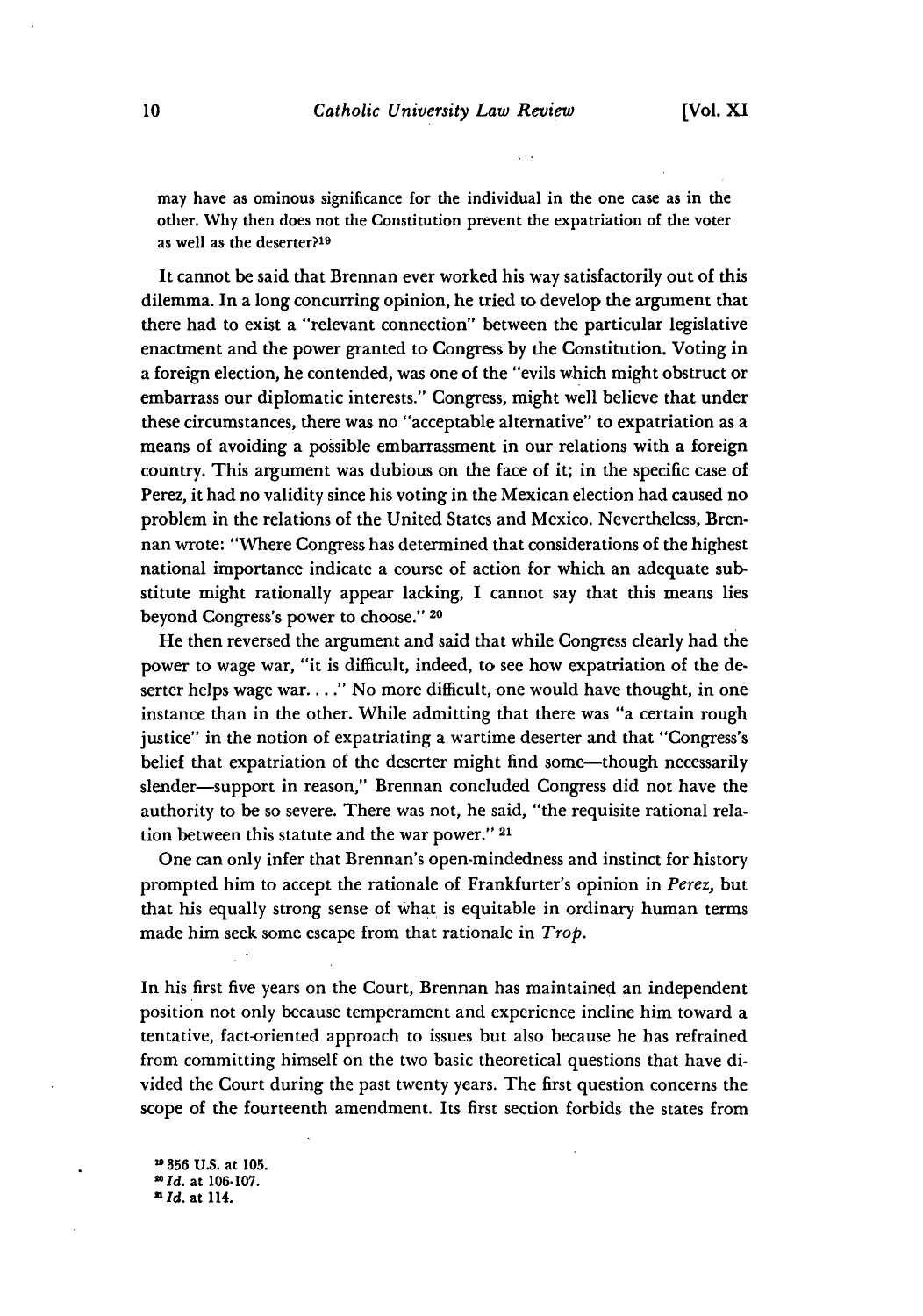may have as ominous significance for the individual in the one case as in the other. Why then does not the Constitution prevent the expatriation of the voter as well as the deserter?[19]

It cannot be said that Brennan ever worked his way satisfactorily out of this dilemma. In a long concurring opinion, he tried to develop the argument that there had to exist a "relevant connection" between the particular legislative enactment and the power granted to Congress by the Constitution. Voting in a foreign election, he contended, was one of the "evils which might obstruct or embarrass our diplomatic interests." Congress, might well believe that under these circumstances, there was no "acceptable alternative" to expatriation as a means of avoiding a possible embarrassment in our relations with a foreign country. This argument was dubious on the face of it; in the specific case of Perez, it had no validity since his voting in the Mexican election had caused no problem in the relations of the United States and Mexico. Nevertheless, Brennan wrote: "Where Congress has determined that considerations of the highest national importance indicate a course of action for which an adequate substitute might rationally appear lacking, I cannot say that this means lies beyond Congress's power to choose." [20]

He then reversed the argument and said that while Congress clearly had the power to wage war, "it is difficult, indeed, to see how expatriation of the deserter helps wage war. . . ." No more difficult, one would have thought, in one instance than in the other. While admitting that there was "a certain rough justice" in the notion of expatriating a wartime deserter and that "Congress's belief that expatriation of the deserter might find some—though necessarily slender—support in reason," Brennan concluded Congress did not have the authority to be so severe. There was not, he said, "the requisite rational relation between this statute and the war power." [21]

One can only infer that Brennan's open-mindedness and instinct for history prompted him to accept the rationale of Frankfurter's opinion in *Perez,* but that his equally strong sense of what is equitable in ordinary human terms made him seek some escape from that rationale in *Trop.*

In his first five years on the Court, Brennan has maintained an independent position not only because temperament and experience incline him toward a tentative, fact-oriented approach to issues but also because he has refrained from committing himself on the two basic theoretical questions that have divided the Court during the past twenty years. The first question concerns the scope of the fourteenth amendment. Its first section forbids the states from

[19] 356 U.S. at 105.
[20] *Id.* at 106-107.
[21] *Id.* at 114.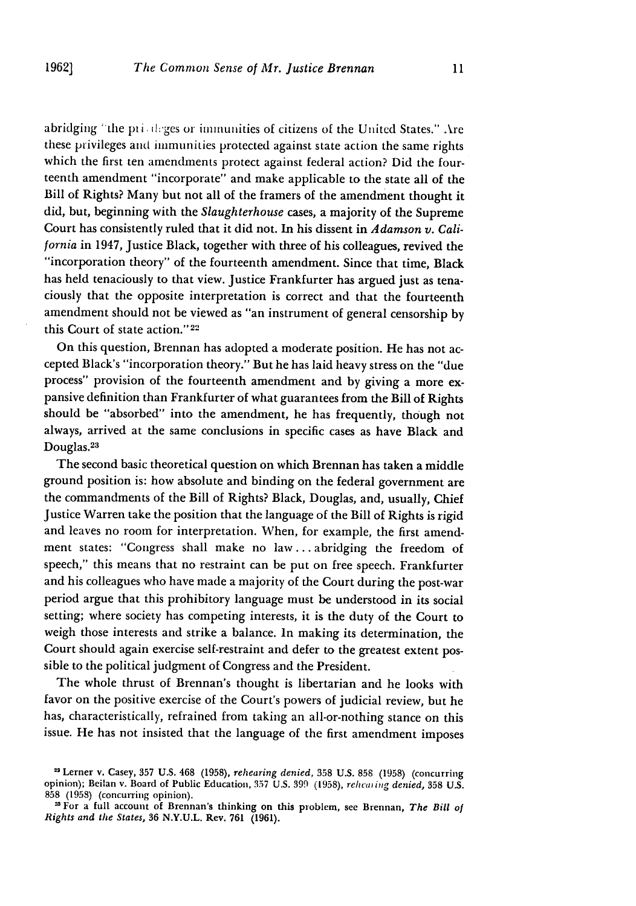abridging "the privileges or immunities of citizens of the United States." Are these privileges and immunities protected against state action the same rights which the first ten amendments protect against federal action? Did the fourteenth amendment "incorporate" and make applicable to the state all of the Bill of Rights? Many but not all of the framers of the amendment thought it did, but, beginning with the *Slaughterhouse* cases, a majority of the Supreme Court has consistently ruled that it did not. In his dissent in *Adamson v. California* in 1947, Justice Black, together with three of his colleagues, revived the "incorporation theory" of the fourteenth amendment. Since that time, Black has held tenaciously to that view. Justice Frankfurter has argued just as tenaciously that the opposite interpretation is correct and that the fourteenth amendment should not be viewed as "an instrument of general censorship by this Court of state action."[22]

On this question, Brennan has adopted a moderate position. He has not accepted Black's "incorporation theory." But he has laid heavy stress on the "due process" provision of the fourteenth amendment and by giving a more expansive definition than Frankfurter of what guarantees from the Bill of Rights should be "absorbed" into the amendment, he has frequently, though not always, arrived at the same conclusions in specific cases as have Black and Douglas.[23]

The second basic theoretical question on which Brennan has taken a middle ground position is: how absolute and binding on the federal government are the commandments of the Bill of Rights? Black, Douglas, and, usually, Chief Justice Warren take the position that the language of the Bill of Rights is rigid and leaves no room for interpretation. When, for example, the first amendment states: "Congress shall make no law . . . abridging the freedom of speech," this means that no restraint can be put on free speech. Frankfurter and his colleagues who have made a majority of the Court during the post-war period argue that this prohibitory language must be understood in its social setting; where society has competing interests, it is the duty of the Court to weigh those interests and strike a balance. In making its determination, the Court should again exercise self-restraint and defer to the greatest extent possible to the political judgment of Congress and the President.

The whole thrust of Brennan's thought is libertarian and he looks with favor on the positive exercise of the Court's powers of judicial review, but he has, characteristically, refrained from taking an all-or-nothing stance on this issue. He has not insisted that the language of the first amendment imposes

---

[22] Lerner v. Casey, 357 U.S. 468 (1958), *rehearing denied*, 358 U.S. 858 (1958) (concurring opinion); Beilan v. Board of Public Education, 357 U.S. 399 (1958), *rehearing denied*, 358 U.S. 858 (1958) (concurring opinion).

[23] For a full account of Brennan's thinking on this problem, see Brennan, *The Bill of Rights and the States*, 36 N.Y.U.L. Rev. 761 (1961).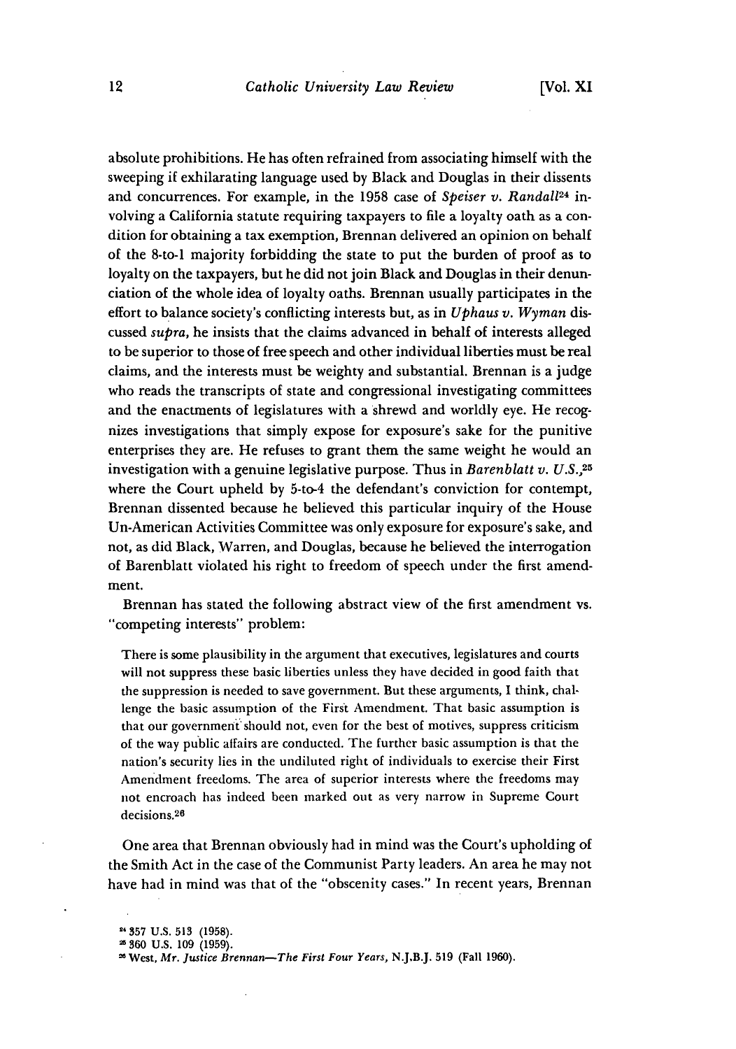absolute prohibitions. He has often refrained from associating himself with the sweeping if exhilarating language used by Black and Douglas in their dissents and concurrences. For example, in the 1958 case of *Speiser v. Randall*[24] involving a California statute requiring taxpayers to file a loyalty oath as a condition for obtaining a tax exemption, Brennan delivered an opinion on behalf of the 8-to-1 majority forbidding the state to put the burden of proof as to loyalty on the taxpayers, but he did not join Black and Douglas in their denunciation of the whole idea of loyalty oaths. Brennan usually participates in the effort to balance society's conflicting interests but, as in *Uphaus v. Wyman* discussed *supra*, he insists that the claims advanced in behalf of interests alleged to be superior to those of free speech and other individual liberties must be real claims, and the interests must be weighty and substantial. Brennan is a judge who reads the transcripts of state and congressional investigating committees and the enactments of legislatures with a shrewd and worldly eye. He recognizes investigations that simply expose for exposure's sake for the punitive enterprises they are. He refuses to grant them the same weight he would an investigation with a genuine legislative purpose. Thus in *Barenblatt v. U.S.*,[25] where the Court upheld by 5-to-4 the defendant's conviction for contempt, Brennan dissented because he believed this particular inquiry of the House Un-American Activities Committee was only exposure for exposure's sake, and not, as did Black, Warren, and Douglas, because he believed the interrogation of Barenblatt violated his right to freedom of speech under the first amendment.

Brennan has stated the following abstract view of the first amendment vs. "competing interests" problem:

> There is some plausibility in the argument that executives, legislatures and courts will not suppress these basic liberties unless they have decided in good faith that the suppression is needed to save government. But these arguments, I think, challenge the basic assumption of the First Amendment. That basic assumption is that our government should not, even for the best of motives, suppress criticism of the way public affairs are conducted. The further basic assumption is that the nation's security lies in the undiluted right of individuals to exercise their First Amendment freedoms. The area of superior interests where the freedoms may not encroach has indeed been marked out as very narrow in Supreme Court decisions.[26]

One area that Brennan obviously had in mind was the Court's upholding of the Smith Act in the case of the Communist Party leaders. An area he may not have had in mind was that of the "obscenity cases." In recent years, Brennan

---

[24] 357 U.S. 513 (1958).

[25] 360 U.S. 109 (1959).

[26] West, *Mr. Justice Brennan—The First Four Years*, N.J.B.J. 519 (Fall 1960).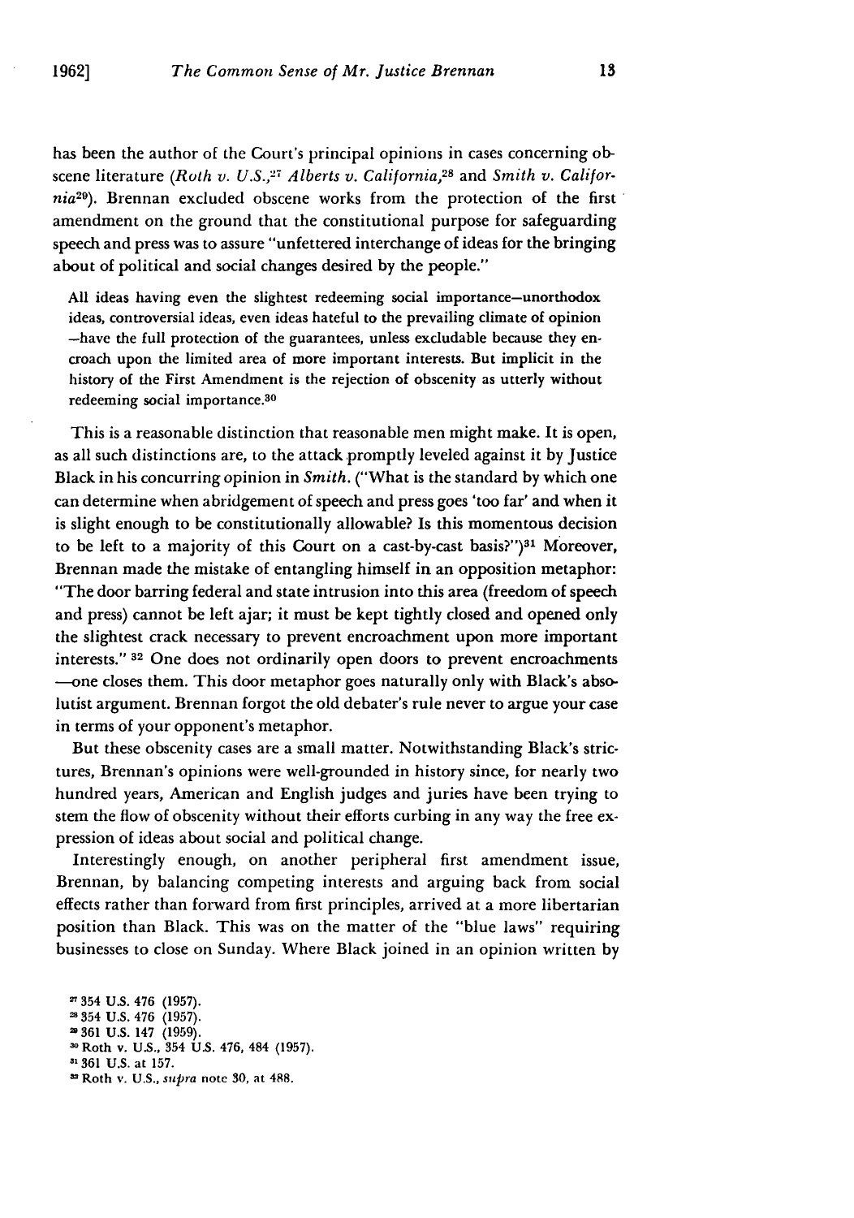has been the author of the Court's principal opinions in cases concerning obscene literature (*Roth v. U.S.*,[27] *Alberts v. California*,[28] and *Smith v. California*[29]). Brennan excluded obscene works from the protection of the first amendment on the ground that the constitutional purpose for safeguarding speech and press was to assure "unfettered interchange of ideas for the bringing about of political and social changes desired by the people."

> All ideas having even the slightest redeeming social importance—unorthodox ideas, controversial ideas, even ideas hateful to the prevailing climate of opinion —have the full protection of the guarantees, unless excludable because they encroach upon the limited area of more important interests. But implicit in the history of the First Amendment is the rejection of obscenity as utterly without redeeming social importance.[30]

This is a reasonable distinction that reasonable men might make. It is open, as all such distinctions are, to the attack promptly leveled against it by Justice Black in his concurring opinion in *Smith*. ("What is the standard by which one can determine when abridgement of speech and press goes 'too far' and when it is slight enough to be constitutionally allowable? Is this momentous decision to be left to a majority of this Court on a cast-by-cast basis?")[31] Moreover, Brennan made the mistake of entangling himself in an opposition metaphor: "The door barring federal and state intrusion into this area (freedom of speech and press) cannot be left ajar; it must be kept tightly closed and opened only the slightest crack necessary to prevent encroachment upon more important interests." [32] One does not ordinarily open doors to prevent encroachments —one closes them. This door metaphor goes naturally only with Black's absolutist argument. Brennan forgot the old debater's rule never to argue your case in terms of your opponent's metaphor.

But these obscenity cases are a small matter. Notwithstanding Black's strictures, Brennan's opinions were well-grounded in history since, for nearly two hundred years, American and English judges and juries have been trying to stem the flow of obscenity without their efforts curbing in any way the free expression of ideas about social and political change.

Interestingly enough, on another peripheral first amendment issue, Brennan, by balancing competing interests and arguing back from social effects rather than forward from first principles, arrived at a more libertarian position than Black. This was on the matter of the "blue laws" requiring businesses to close on Sunday. Where Black joined in an opinion written by

[27] 354 U.S. 476 (1957).
[28] 354 U.S. 476 (1957).
[29] 361 U.S. 147 (1959).
[30] Roth v. U.S., 354 U.S. 476, 484 (1957).
[31] 361 U.S. at 157.
[32] Roth v. U.S., *supra* note 30, at 488.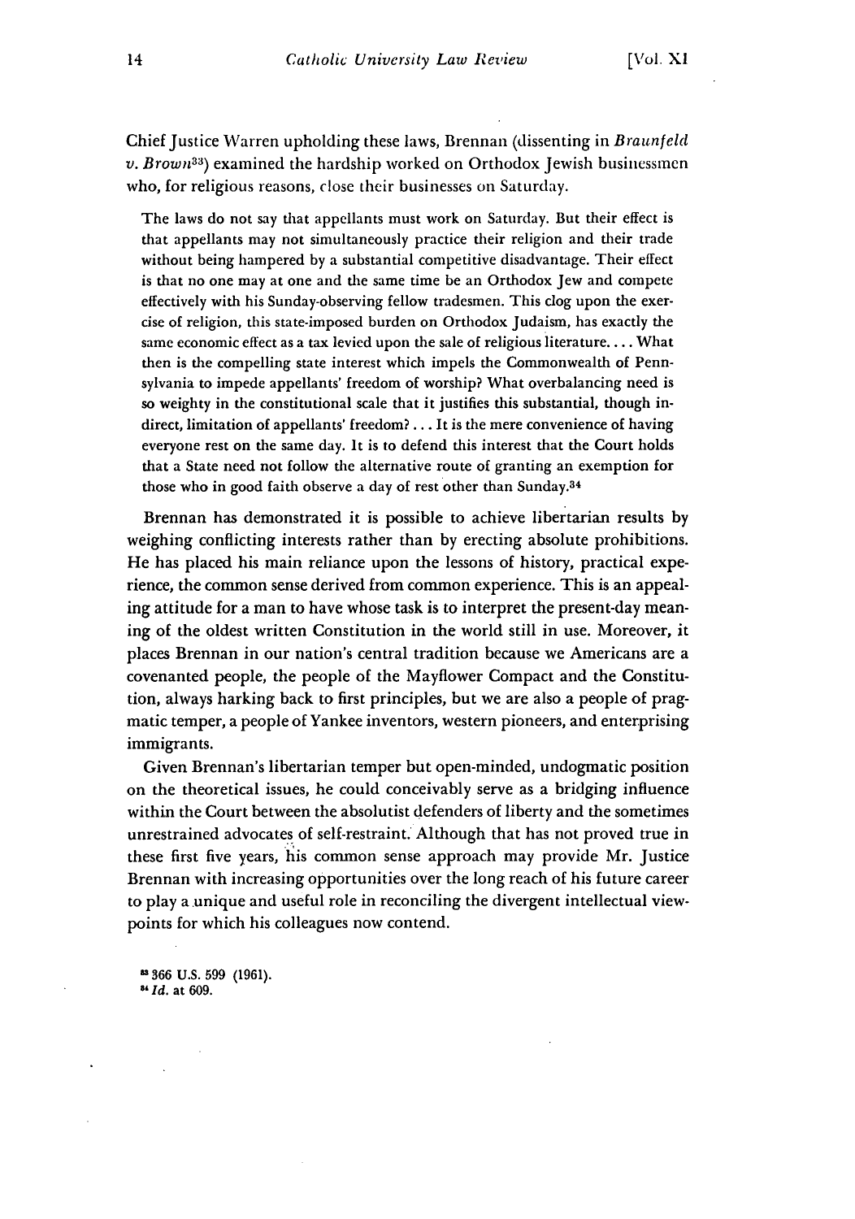Chief Justice Warren upholding these laws, Brennan (dissenting in *Braunfeld v. Brown*[33]) examined the hardship worked on Orthodox Jewish businessmen who, for religious reasons, close their businesses on Saturday.

> The laws do not say that appellants must work on Saturday. But their effect is that appellants may not simultaneously practice their religion and their trade without being hampered by a substantial competitive disadvantage. Their effect is that no one may at one and the same time be an Orthodox Jew and compete effectively with his Sunday-observing fellow tradesmen. This clog upon the exercise of religion, this state-imposed burden on Orthodox Judaism, has exactly the same economic effect as a tax levied upon the sale of religious literature. . . . What then is the compelling state interest which impels the Commonwealth of Pennsylvania to impede appellants' freedom of worship? What overbalancing need is so weighty in the constitutional scale that it justifies this substantial, though indirect, limitation of appellants' freedom? . . . It is the mere convenience of having everyone rest on the same day. It is to defend this interest that the Court holds that a State need not follow the alternative route of granting an exemption for those who in good faith observe a day of rest other than Sunday.[34]

Brennan has demonstrated it is possible to achieve libertarian results by weighing conflicting interests rather than by erecting absolute prohibitions. He has placed his main reliance upon the lessons of history, practical experience, the common sense derived from common experience. This is an appealing attitude for a man to have whose task is to interpret the present-day meaning of the oldest written Constitution in the world still in use. Moreover, it places Brennan in our nation's central tradition because we Americans are a covenanted people, the people of the Mayflower Compact and the Constitution, always harking back to first principles, but we are also a people of pragmatic temper, a people of Yankee inventors, western pioneers, and enterprising immigrants.

Given Brennan's libertarian temper but open-minded, undogmatic position on the theoretical issues, he could conceivably serve as a bridging influence within the Court between the absolutist defenders of liberty and the sometimes unrestrained advocates of self-restraint. Although that has not proved true in these first five years, his common sense approach may provide Mr. Justice Brennan with increasing opportunities over the long reach of his future career to play a unique and useful role in reconciling the divergent intellectual viewpoints for which his colleagues now contend.

[33] 366 U.S. 599 (1961).
[34] *Id.* at 609.